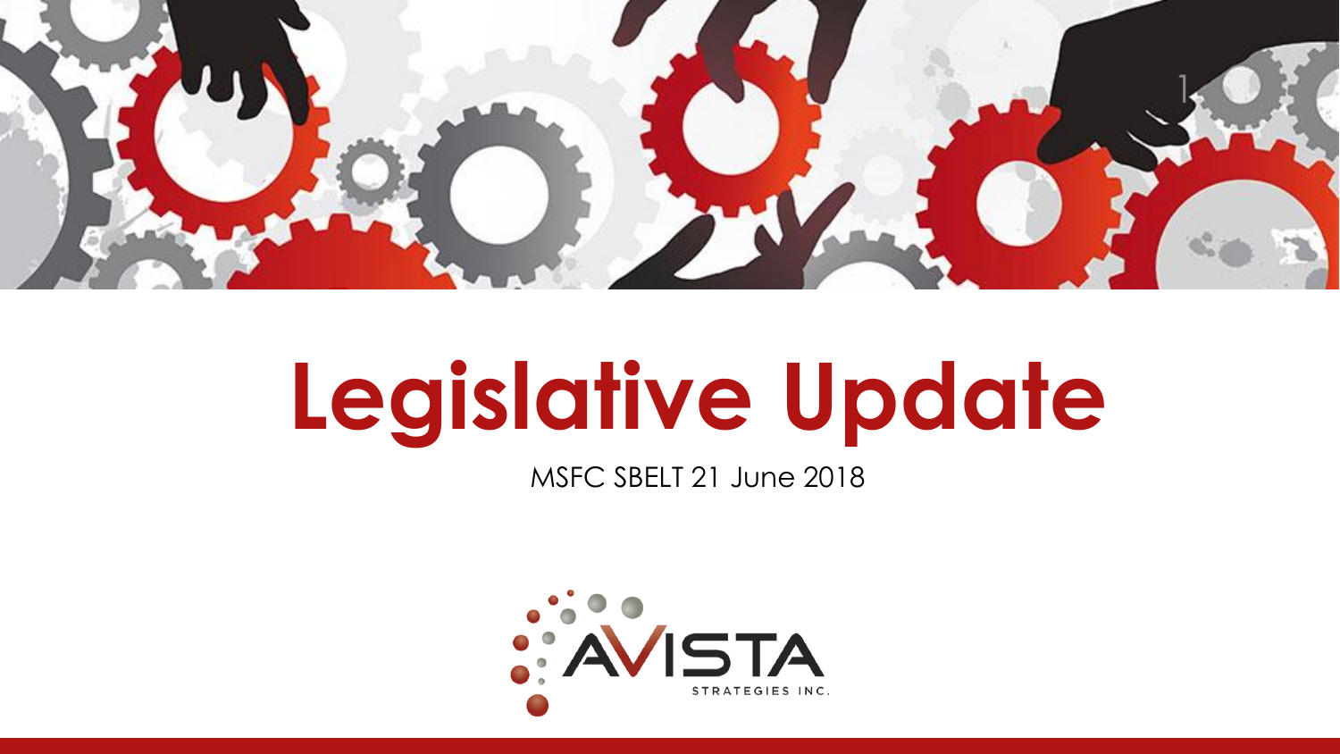# Legislative Update

MSFC SBELT 21 June 2018

AVISTA STRATEGIES INC.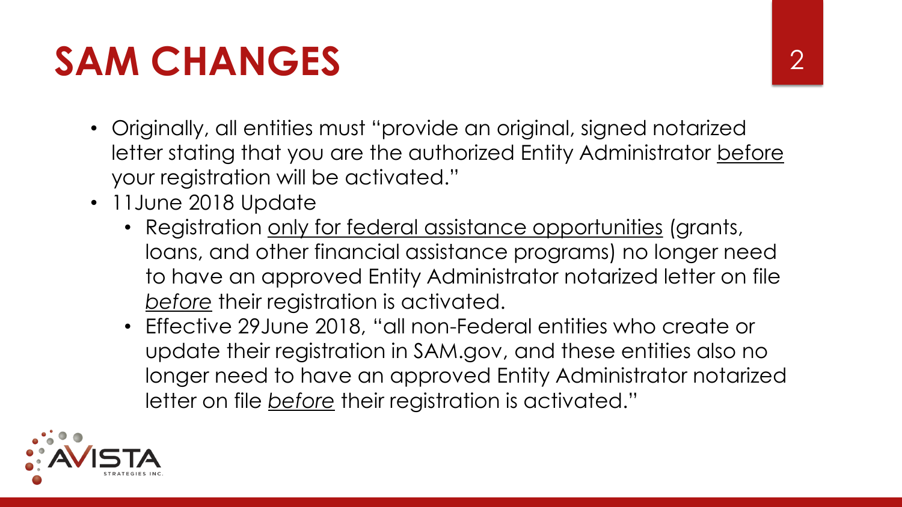# SAM CHANGES

- Originally, all entities must "provide an original, signed notarized letter stating that you are the authorized Entity Administrator <u>before</u> your registration will be activated."
- 11June 2018 Update
  - Registration <u>only for federal assistance opportunities</u> (grants, loans, and other financial assistance programs) no longer need to have an approved Entity Administrator notarized letter on file <u>*before*</u> their registration is activated.
  - Effective 29June 2018, "all non-Federal entities who create or update their registration in SAM.gov, and these entities also no longer need to have an approved Entity Administrator notarized letter on file <u>*before*</u> their registration is activated."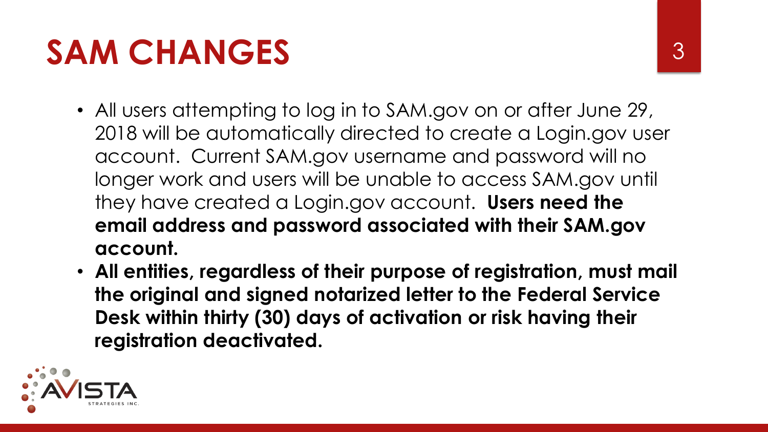# SAM CHANGES

- All users attempting to log in to SAM.gov on or after June 29, 2018 will be automatically directed to create a Login.gov user account. Current SAM.gov username and password will no longer work and users will be unable to access SAM.gov until they have created a Login.gov account. **Users need the email address and password associated with their SAM.gov account.**
- **All entities, regardless of their purpose of registration, must mail the original and signed notarized letter to the Federal Service Desk within thirty (30) days of activation or risk having their registration deactivated.**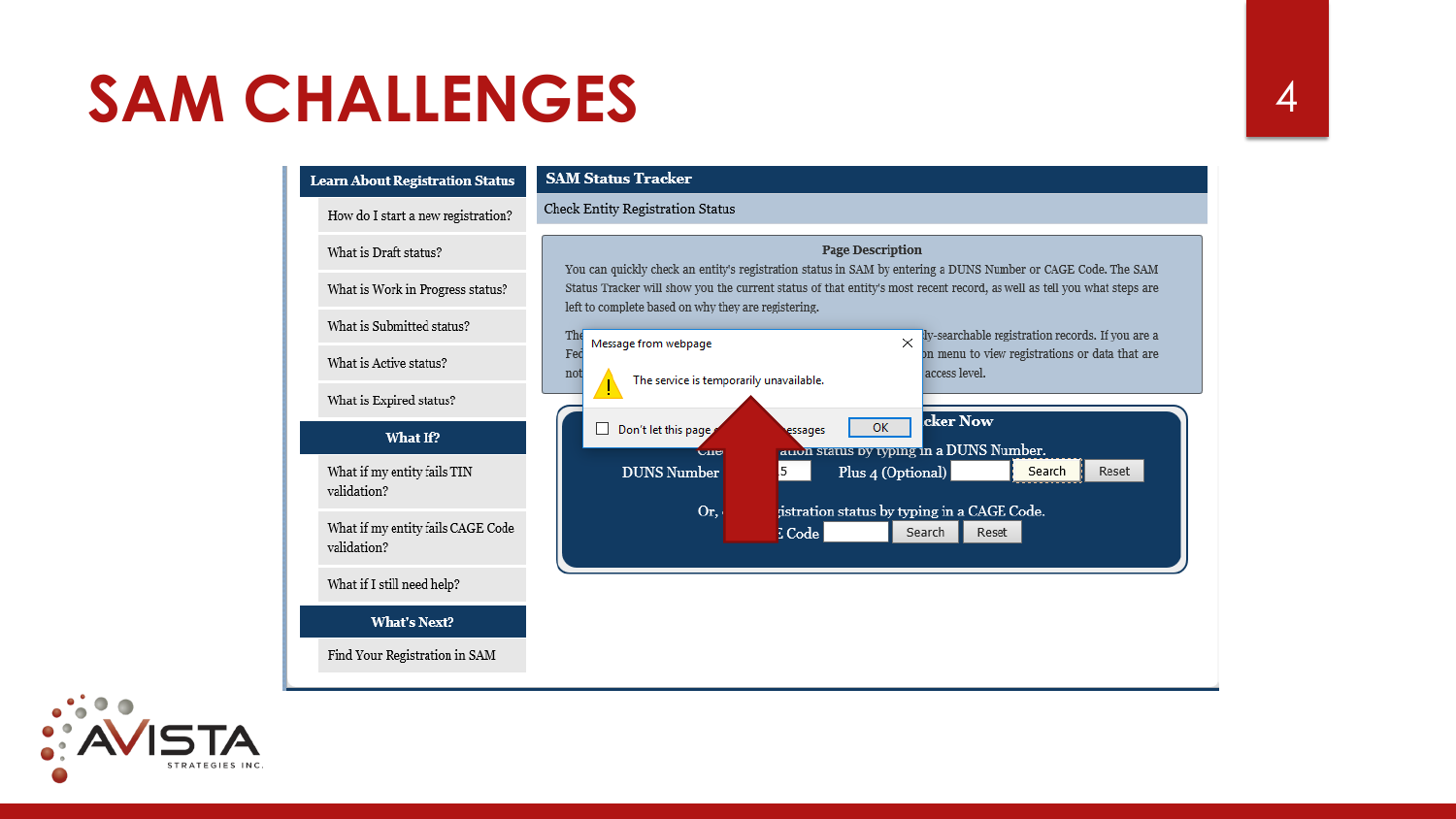# SAM CHALLENGES

**Learn About Registration Status**

- How do I start a new registration?
- What is Draft status?
- What is Work in Progress status?
- What is Submitted status?
- What is Active status?
- What is Expired status?

**What If?**

- What if my entity fails TIN validation?
- What if my entity fails CAGE Code validation?
- What if I still need help?

**What's Next?**

- Find Your Registration in SAM

## SAM Status Tracker

Check Entity Registration Status

**Page Description**

You can quickly check an entity's registration status in SAM by entering a DUNS Number or CAGE Code. The SAM Status Tracker will show you the current status of that entity's most recent record, as well as tell you what steps are left to complete based on why they are registering.

The ... ly-searchable registration records. If you are a Fed... n menu to view registrations or data that are not ... access level.

**Message from webpage**

The service is temporarily unavailable.

☐ Don't let this page ... essages [OK]

...cker Now

Che... ation status by typing in a DUNS Number.

DUNS Number [...5] Plus 4 (Optional) [ ] [Search] [Reset]

Or, ... gistration status by typing in a CAGE Code.

...E Code [ ] [Search] [Reset]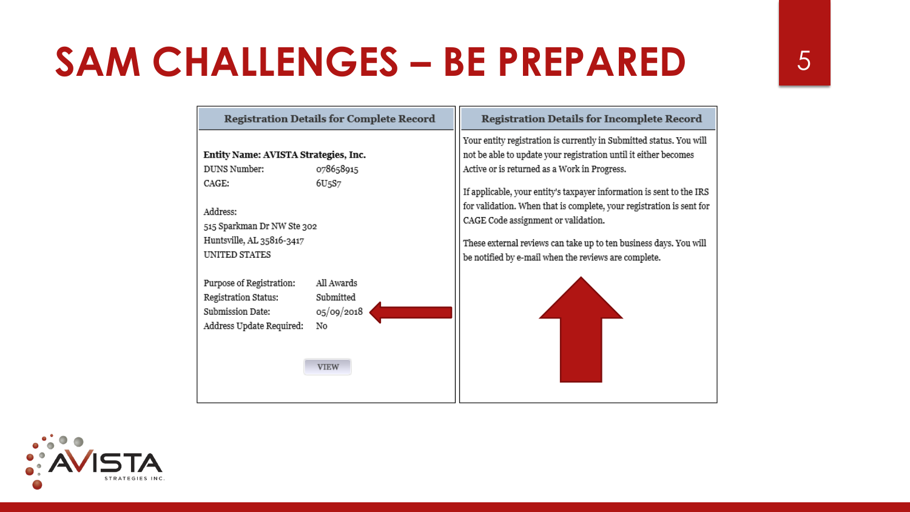# SAM CHALLENGES – BE PREPARED

**Registration Details for Complete Record**

**Entity Name: AVISTA Strategies, Inc.**

| | |
|---|---|
| DUNS Number: | 078658915 |
| CAGE: | 6U5S7 |

Address:
515 Sparkman Dr NW Ste 302
Huntsville, AL 35816-3417
UNITED STATES

| | |
|---|---|
| Purpose of Registration: | All Awards |
| Registration Status: | Submitted |
| Submission Date: | 05/09/2018 |
| Address Update Required: | No |

VIEW

**Registration Details for Incomplete Record**

Your entity registration is currently in Submitted status. You will not be able to update your registration until it either becomes Active or is returned as a Work in Progress.

If applicable, your entity's taxpayer information is sent to the IRS for validation. When that is complete, your registration is sent for CAGE Code assignment or validation.

These external reviews can take up to ten business days. You will be notified by e-mail when the reviews are complete.

AVISTA STRATEGIES INC.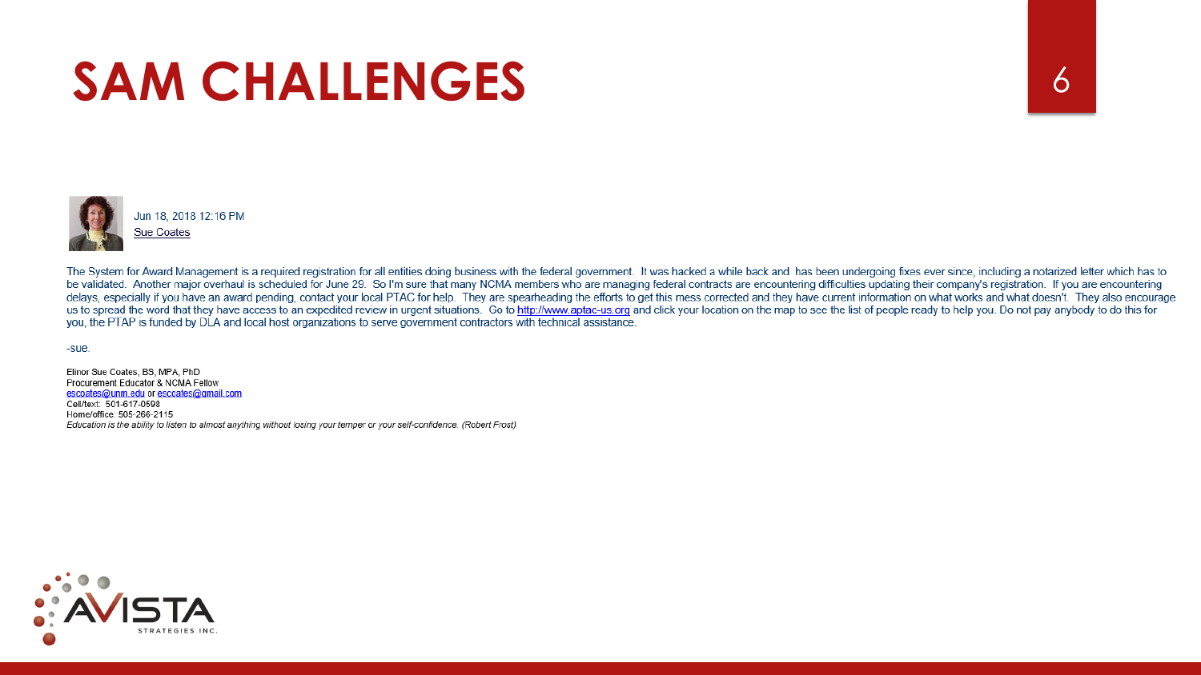# SAM CHALLENGES

Jun 18, 2018 12:16 PM
Sue Coates

The System for Award Management is a required registration for all entities doing business with the federal government. It was hacked a while back and has been undergoing fixes ever since, including a notarized letter which has to be validated. Another major overhaul is scheduled for June 29. So I'm sure that many NCMA members who are managing federal contracts are encountering difficulties updating their company's registration. If you are encountering delays, especially if you have an award pending, contact your local PTAC for help. They are spearheading the efforts to get this mess corrected and they have current information on what works and what doesn't. They also encourage us to spread the word that they have access to an expedited review in urgent situations. Go to http://www.aptac-us.org and click your location on the map to see the list of people ready to help you. Do not pay anybody to do this for you, the PTAP is funded by DLA and local host organizations to serve government contractors with technical assistance.

-sue.

Elinor Sue Coates, BS, MPA, PhD
Procurement Educator & NCMA Fellow
escoates@unm.edu or escoates@gmail.com
Cell/text: 501-617-0598
Home/office: 505-266-2115
*Education is the ability to listen to almost anything without losing your temper or your self-confidence. (Robert Frost)*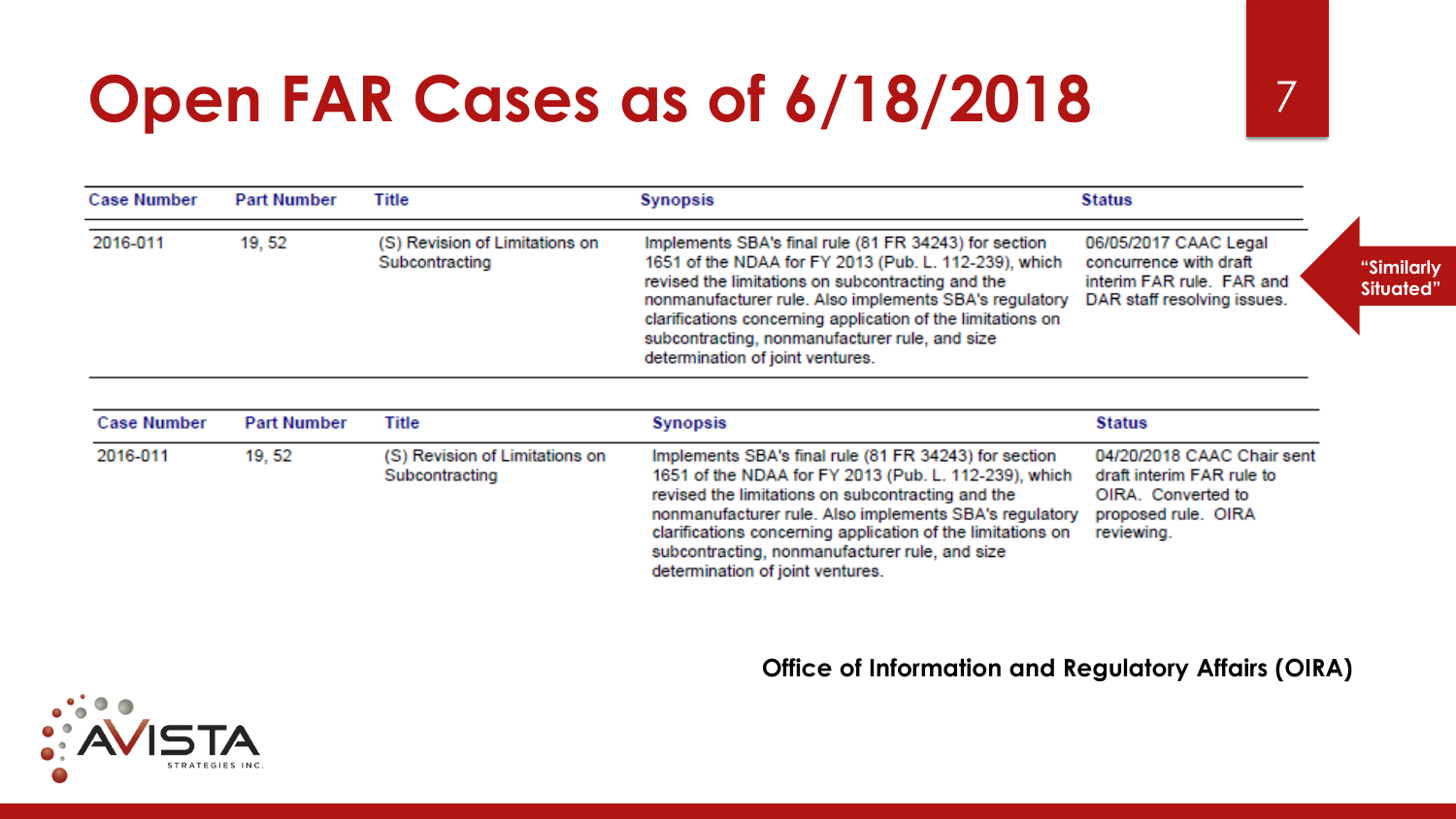# Open FAR Cases as of 6/18/2018

| Case Number | Part Number | Title | Synopsis | Status |
| --- | --- | --- | --- | --- |
| 2016-011 | 19, 52 | (S) Revision of Limitations on Subcontracting | Implements SBA's final rule (81 FR 34243) for section 1651 of the NDAA for FY 2013 (Pub. L. 112-239), which revised the limitations on subcontracting and the nonmanufacturer rule. Also implements SBA's regulatory clarifications concerning application of the limitations on subcontracting, nonmanufacturer rule, and size determination of joint ventures. | 06/05/2017 CAAC Legal concurrence with draft interim FAR rule. FAR and DAR staff resolving issues. |

"Similarly Situated"

| Case Number | Part Number | Title | Synopsis | Status |
| --- | --- | --- | --- | --- |
| 2016-011 | 19, 52 | (S) Revision of Limitations on Subcontracting | Implements SBA's final rule (81 FR 34243) for section 1651 of the NDAA for FY 2013 (Pub. L. 112-239), which revised the limitations on subcontracting and the nonmanufacturer rule. Also implements SBA's regulatory clarifications concerning application of the limitations on subcontracting, nonmanufacturer rule, and size determination of joint ventures. | 04/20/2018 CAAC Chair sent draft interim FAR rule to OIRA. Converted to proposed rule. OIRA reviewing. |

**Office of Information and Regulatory Affairs (OIRA)**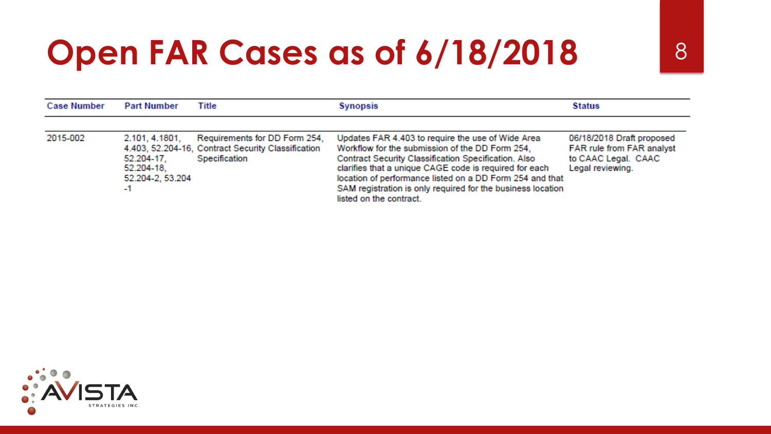# Open FAR Cases as of 6/18/2018

| Case Number | Part Number | Title | Synopsis | Status |
|---|---|---|---|---|
| 2015-002 | 2.101, 4.1801, 4.403, 52.204-16, 52.204-17, 52.204-18, 52.204-2, 53.204-1 | Requirements for DD Form 254, Contract Security Classification Specification | Updates FAR 4.403 to require the use of Wide Area Workflow for the submission of the DD Form 254, Contract Security Classification Specification. Also clarifies that a unique CAGE code is required for each location of performance listed on a DD Form 254 and that SAM registration is only required for the business location listed on the contract. | 06/18/2018 Draft proposed FAR rule from FAR analyst to CAAC Legal. CAAC Legal reviewing. |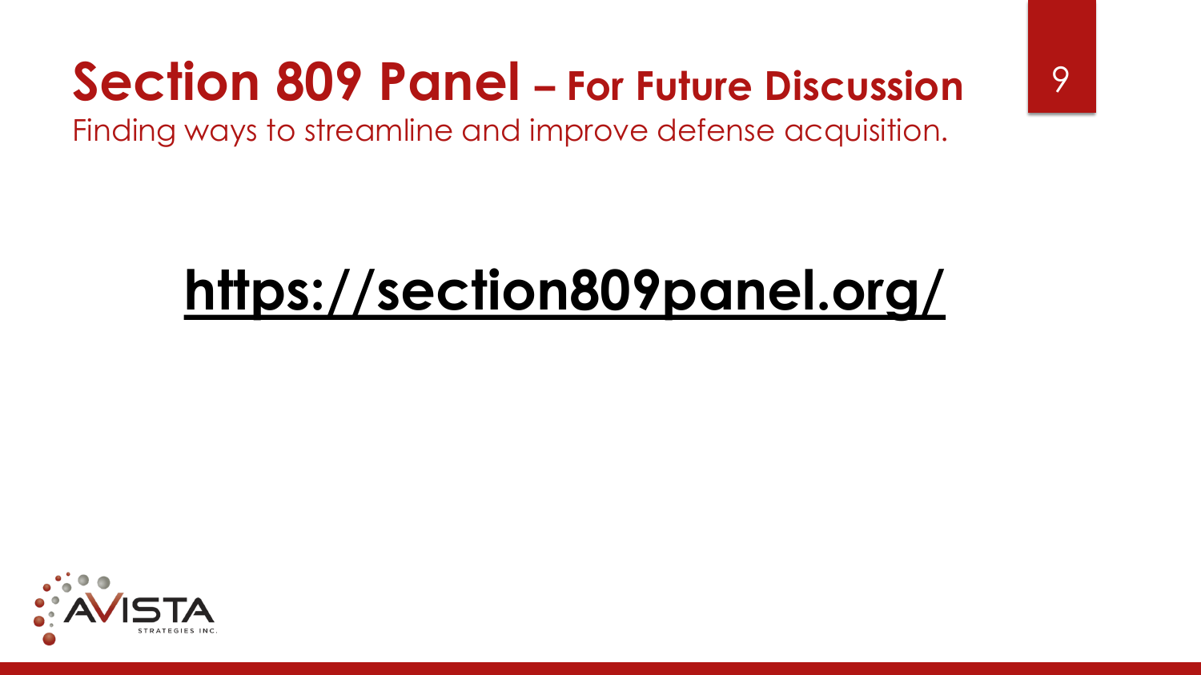# Section 809 Panel – For Future Discussion

Finding ways to streamline and improve defense acquisition.

**https://section809panel.org/**

AVISTA STRATEGIES INC.